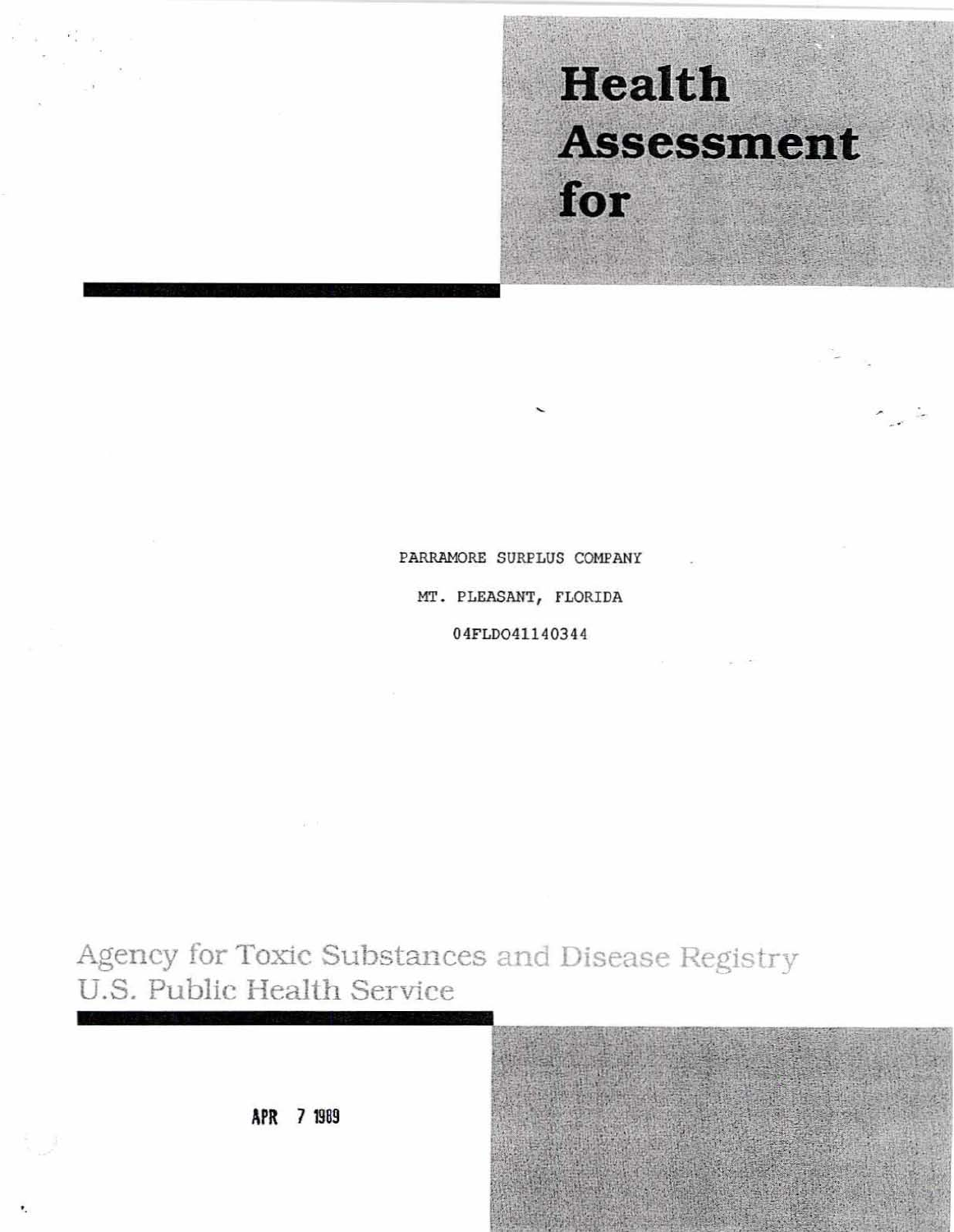# Health Assessment for

PARRAMORE SURPLUS COMPANY

MT. PLEASANT, FLORIDA

04FLD041140344

Agency for Toxic Substances and Disease Registry
U.S. Public Health Service

APR 7 1989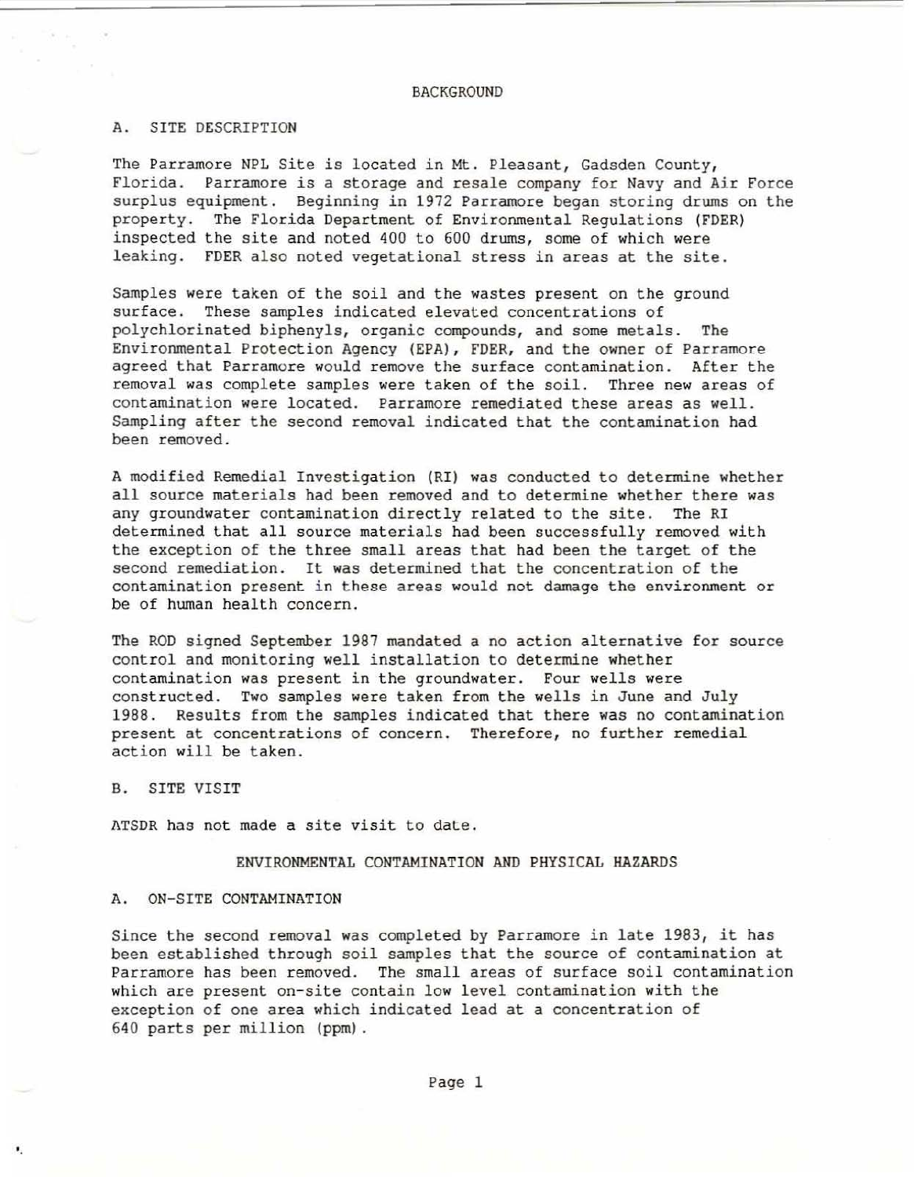## BACKGROUND

### A. SITE DESCRIPTION

The Parramore NPL Site is located in Mt. Pleasant, Gadsden County, Florida. Parramore is a storage and resale company for Navy and Air Force surplus equipment. Beginning in 1972 Parramore began storing drums on the property. The Florida Department of Environmental Regulations (FDER) inspected the site and noted 400 to 600 drums, some of which were leaking. FDER also noted vegetational stress in areas at the site.

Samples were taken of the soil and the wastes present on the ground surface. These samples indicated elevated concentrations of polychlorinated biphenyls, organic compounds, and some metals. The Environmental Protection Agency (EPA), FDER, and the owner of Parramore agreed that Parramore would remove the surface contamination. After the removal was complete samples were taken of the soil. Three new areas of contamination were located. Parramore remediated these areas as well. Sampling after the second removal indicated that the contamination had been removed.

A modified Remedial Investigation (RI) was conducted to determine whether all source materials had been removed and to determine whether there was any groundwater contamination directly related to the site. The RI determined that all source materials had been successfully removed with the exception of the three small areas that had been the target of the second remediation. It was determined that the concentration of the contamination present in these areas would not damage the environment or be of human health concern.

The ROD signed September 1987 mandated a no action alternative for source control and monitoring well installation to determine whether contamination was present in the groundwater. Four wells were constructed. Two samples were taken from the wells in June and July 1988. Results from the samples indicated that there was no contamination present at concentrations of concern. Therefore, no further remedial action will be taken.

### B. SITE VISIT

ATSDR has not made a site visit to date.

## ENVIRONMENTAL CONTAMINATION AND PHYSICAL HAZARDS

### A. ON-SITE CONTAMINATION

Since the second removal was completed by Parramore in late 1983, it has been established through soil samples that the source of contamination at Parramore has been removed. The small areas of surface soil contamination which are present on-site contain low level contamination with the exception of one area which indicated lead at a concentration of 640 parts per million (ppm).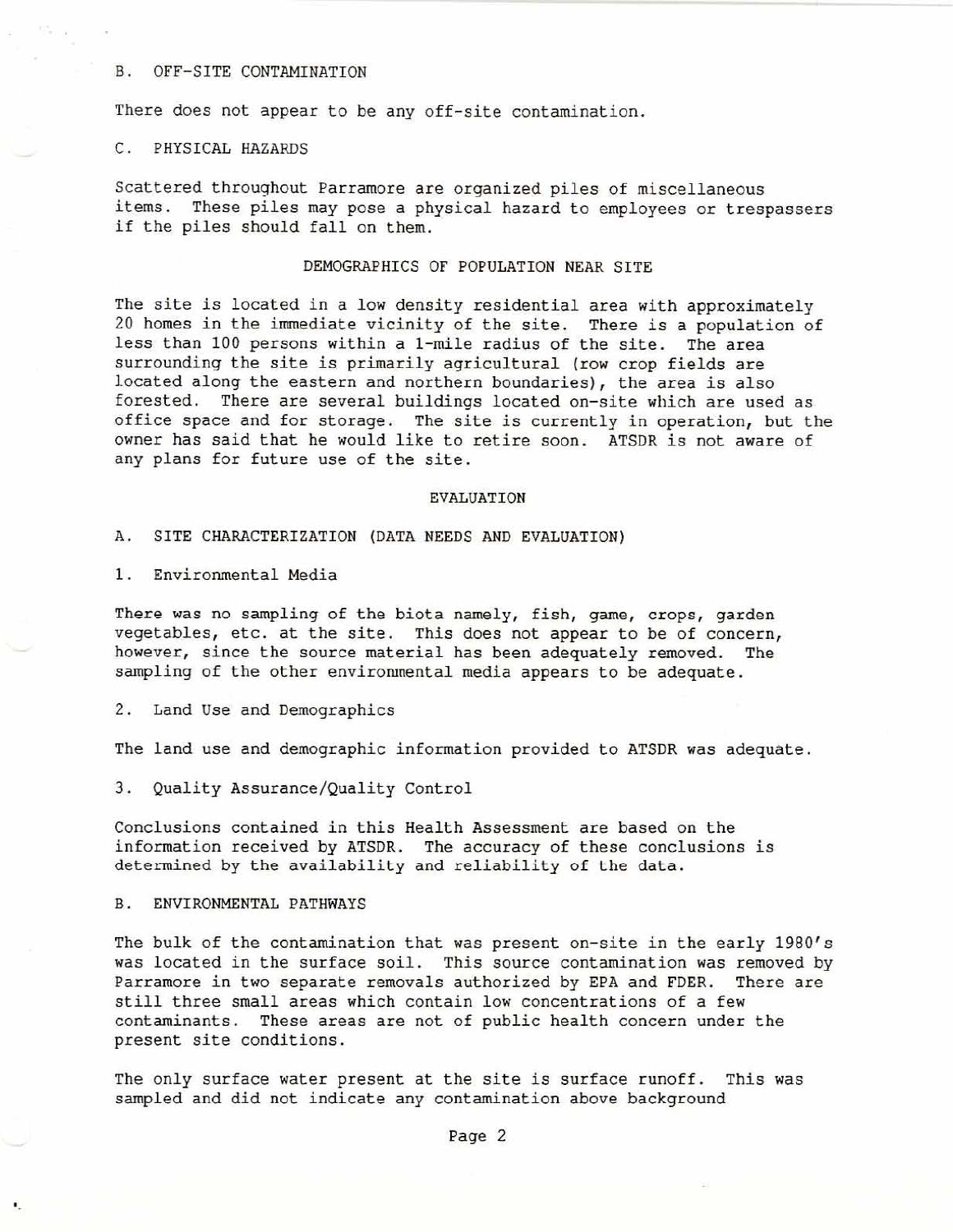### B. OFF-SITE CONTAMINATION

There does not appear to be any off-site contamination.

### C. PHYSICAL HAZARDS

Scattered throughout Parramore are organized piles of miscellaneous items. These piles may pose a physical hazard to employees or trespassers if the piles should fall on them.

## DEMOGRAPHICS OF POPULATION NEAR SITE

The site is located in a low density residential area with approximately 20 homes in the immediate vicinity of the site. There is a population of less than 100 persons within a 1-mile radius of the site. The area surrounding the site is primarily agricultural (row crop fields are located along the eastern and northern boundaries), the area is also forested. There are several buildings located on-site which are used as office space and for storage. The site is currently in operation, but the owner has said that he would like to retire soon. ATSDR is not aware of any plans for future use of the site.

## EVALUATION

### A. SITE CHARACTERIZATION (DATA NEEDS AND EVALUATION)

#### 1. Environmental Media

There was no sampling of the biota namely, fish, game, crops, garden vegetables, etc. at the site. This does not appear to be of concern, however, since the source material has been adequately removed. The sampling of the other environmental media appears to be adequate.

#### 2. Land Use and Demographics

The land use and demographic information provided to ATSDR was adequate.

#### 3. Quality Assurance/Quality Control

Conclusions contained in this Health Assessment are based on the information received by ATSDR. The accuracy of these conclusions is determined by the availability and reliability of the data.

### B. ENVIRONMENTAL PATHWAYS

The bulk of the contamination that was present on-site in the early 1980's was located in the surface soil. This source contamination was removed by Parramore in two separate removals authorized by EPA and FDER. There are still three small areas which contain low concentrations of a few contaminants. These areas are not of public health concern under the present site conditions.

The only surface water present at the site is surface runoff. This was sampled and did not indicate any contamination above background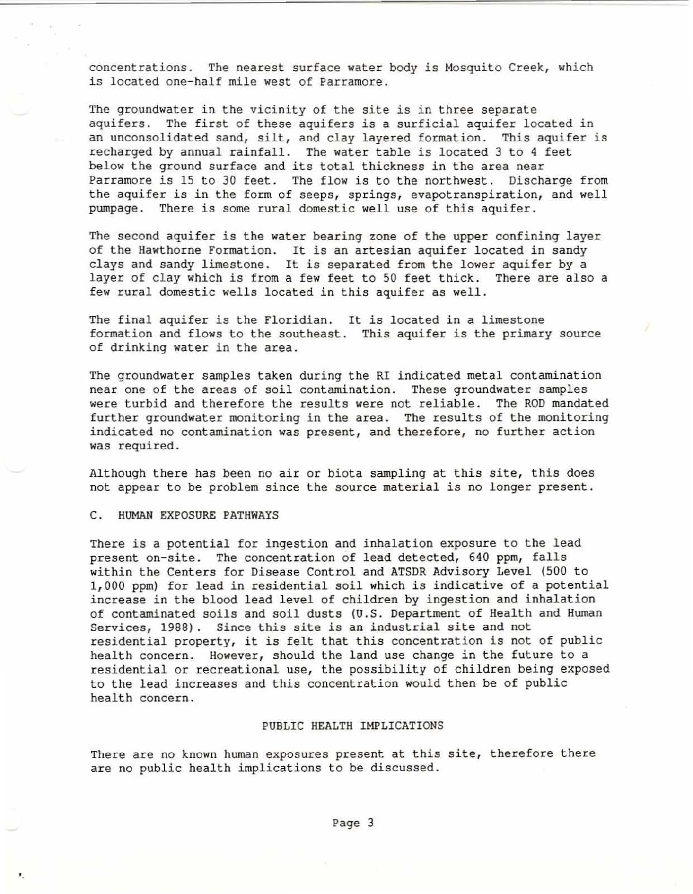concentrations. The nearest surface water body is Mosquito Creek, which is located one-half mile west of Parramore.

The groundwater in the vicinity of the site is in three separate aquifers. The first of these aquifers is a surficial aquifer located in an unconsolidated sand, silt, and clay layered formation. This aquifer is recharged by annual rainfall. The water table is located 3 to 4 feet below the ground surface and its total thickness in the area near Parramore is 15 to 30 feet. The flow is to the northwest. Discharge from the aquifer is in the form of seeps, springs, evapotranspiration, and well pumpage. There is some rural domestic well use of this aquifer.

The second aquifer is the water bearing zone of the upper confining layer of the Hawthorne Formation. It is an artesian aquifer located in sandy clays and sandy limestone. It is separated from the lower aquifer by a layer of clay which is from a few feet to 50 feet thick. There are also a few rural domestic wells located in this aquifer as well.

The final aquifer is the Floridian. It is located in a limestone formation and flows to the southeast. This aquifer is the primary source of drinking water in the area.

The groundwater samples taken during the RI indicated metal contamination near one of the areas of soil contamination. These groundwater samples were turbid and therefore the results were not reliable. The ROD mandated further groundwater monitoring in the area. The results of the monitoring indicated no contamination was present, and therefore, no further action was required.

Although there has been no air or biota sampling at this site, this does not appear to be problem since the source material is no longer present.

### C. HUMAN EXPOSURE PATHWAYS

There is a potential for ingestion and inhalation exposure to the lead present on-site. The concentration of lead detected, 640 ppm, falls within the Centers for Disease Control and ATSDR Advisory Level (500 to 1,000 ppm) for lead in residential soil which is indicative of a potential increase in the blood lead level of children by ingestion and inhalation of contaminated soils and soil dusts (U.S. Department of Health and Human Services, 1988). Since this site is an industrial site and not residential property, it is felt that this concentration is not of public health concern. However, should the land use change in the future to a residential or recreational use, the possibility of children being exposed to the lead increases and this concentration would then be of public health concern.

## PUBLIC HEALTH IMPLICATIONS

There are no known human exposures present at this site, therefore there are no public health implications to be discussed.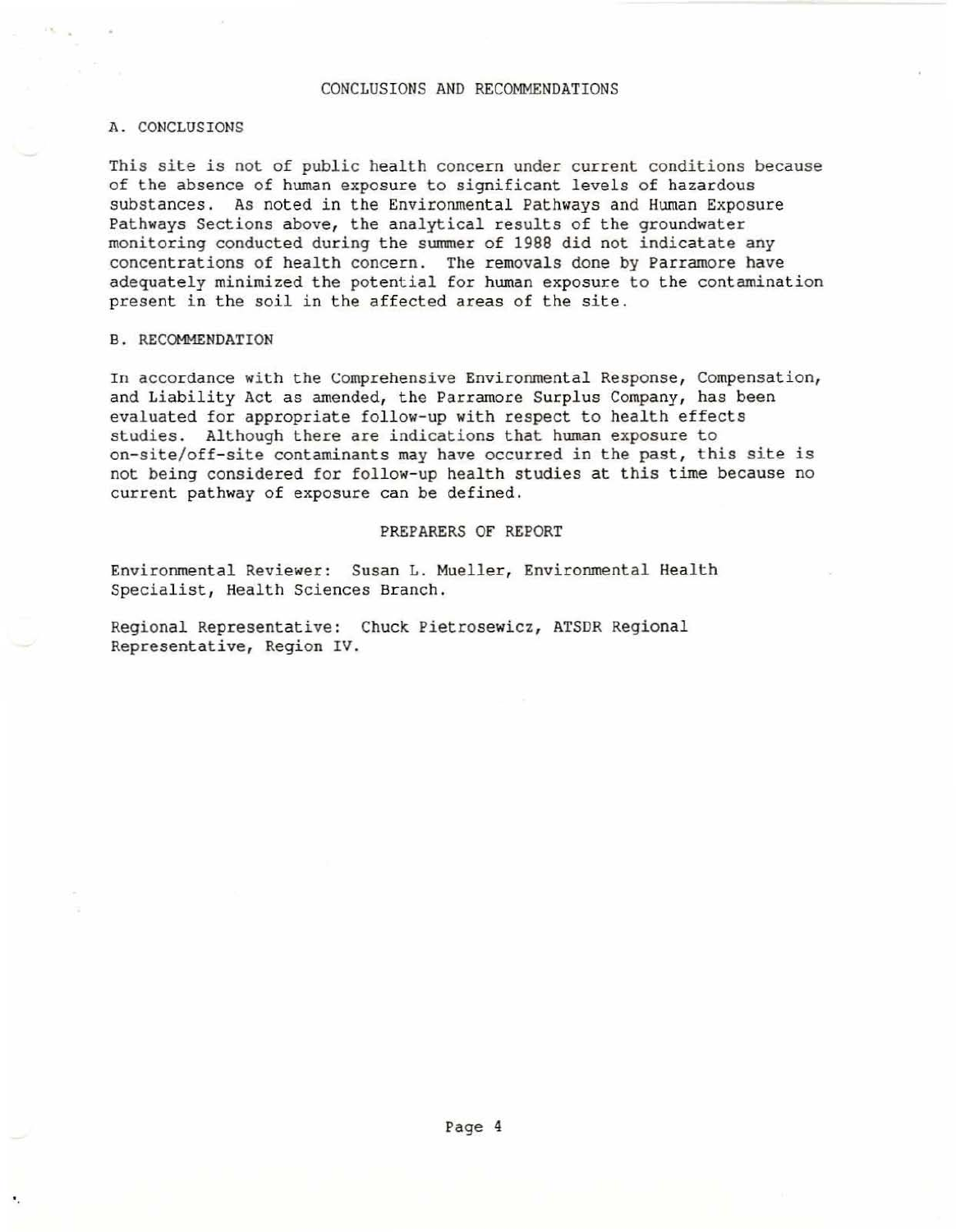# CONCLUSIONS AND RECOMMENDATIONS

## A. CONCLUSIONS

This site is not of public health concern under current conditions because of the absence of human exposure to significant levels of hazardous substances. As noted in the Environmental Pathways and Human Exposure Pathways Sections above, the analytical results of the groundwater monitoring conducted during the summer of 1988 did not indicatate any concentrations of health concern. The removals done by Parramore have adequately minimized the potential for human exposure to the contamination present in the soil in the affected areas of the site.

## B. RECOMMENDATION

In accordance with the Comprehensive Environmental Response, Compensation, and Liability Act as amended, the Parramore Surplus Company, has been evaluated for appropriate follow-up with respect to health effects studies. Although there are indications that human exposure to on-site/off-site contaminants may have occurred in the past, this site is not being considered for follow-up health studies at this time because no current pathway of exposure can be defined.

# PREPARERS OF REPORT

Environmental Reviewer: Susan L. Mueller, Environmental Health Specialist, Health Sciences Branch.

Regional Representative: Chuck Pietrosewicz, ATSDR Regional Representative, Region IV.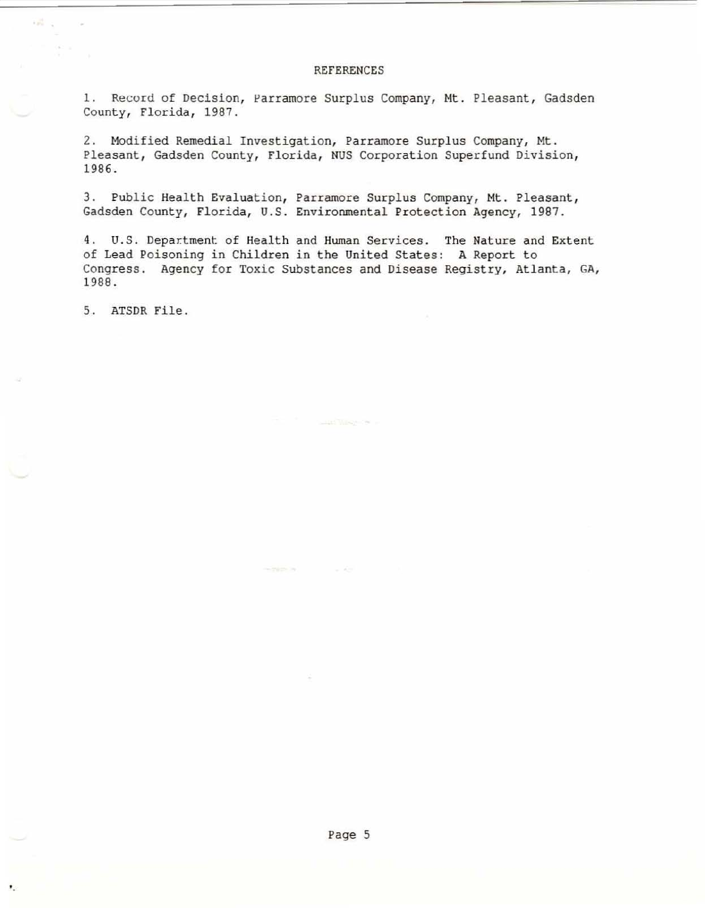## REFERENCES

1. Record of Decision, Parramore Surplus Company, Mt. Pleasant, Gadsden County, Florida, 1987.

2. Modified Remedial Investigation, Parramore Surplus Company, Mt. Pleasant, Gadsden County, Florida, NUS Corporation Superfund Division, 1986.

3. Public Health Evaluation, Parramore Surplus Company, Mt. Pleasant, Gadsden County, Florida, U.S. Environmental Protection Agency, 1987.

4. U.S. Department of Health and Human Services. The Nature and Extent of Lead Poisoning in Children in the United States: A Report to Congress. Agency for Toxic Substances and Disease Registry, Atlanta, GA, 1988.

5. ATSDR File.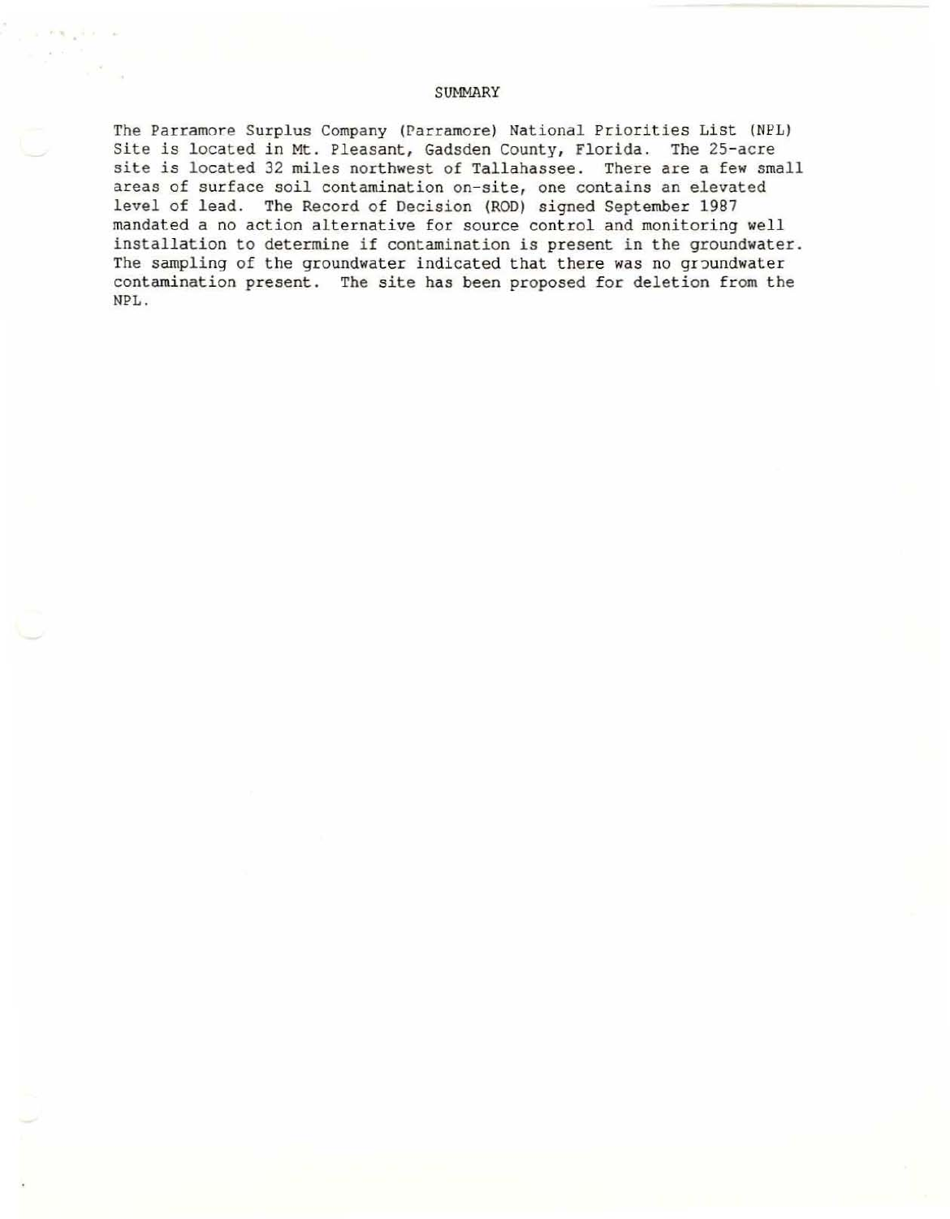# SUMMARY

The Parramore Surplus Company (Parramore) National Priorities List (NPL) Site is located in Mt. Pleasant, Gadsden County, Florida. The 25-acre site is located 32 miles northwest of Tallahassee. There are a few small areas of surface soil contamination on-site, one contains an elevated level of lead. The Record of Decision (ROD) signed September 1987 mandated a no action alternative for source control and monitoring well installation to determine if contamination is present in the groundwater. The sampling of the groundwater indicated that there was no groundwater contamination present. The site has been proposed for deletion from the NPL.